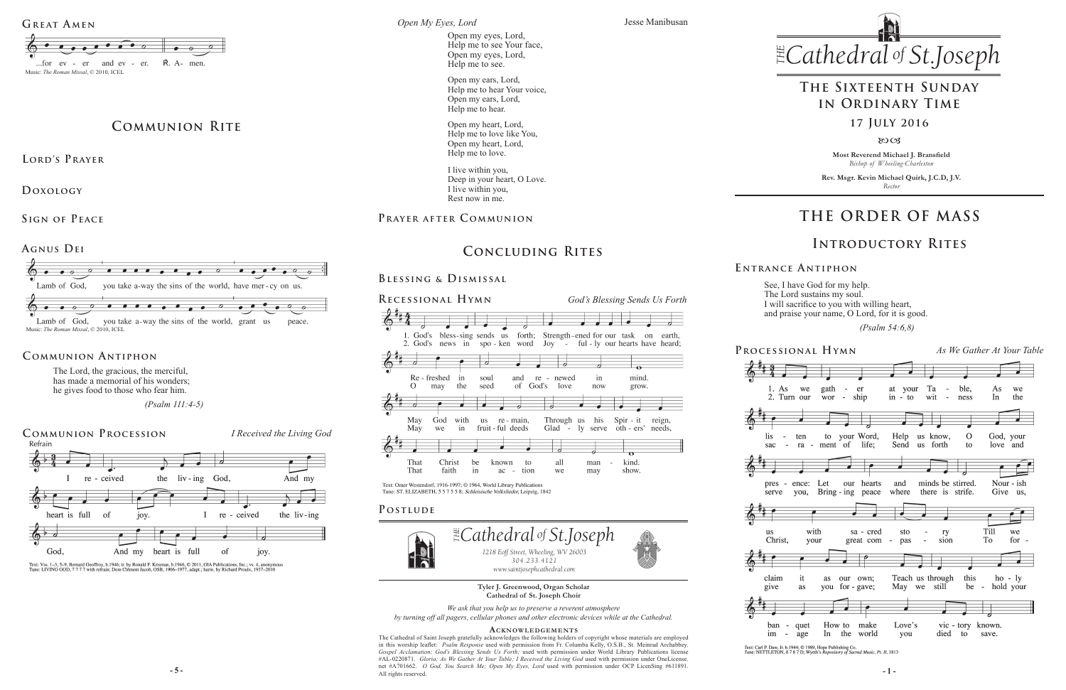## Great Amen

...for ev - er and ev - er. ℟. A- men.

Music: *The Roman Missal*, © 2010, ICEL

# Communion Rite

## Lord's Prayer

## Doxology

## Sign of Peace

## Agnus Dei

Lamb of God, you take a-way the sins of the world, have mer - cy on us.

Lamb of God, you take a-way the sins of the world, grant us peace.

Music: *The Roman Missal*, © 2010, ICEL

## Communion Antiphon

The Lord, the gracious, the merciful,
has made a memorial of his wonders;
he gives food to those who fear him.

*(Psalm 111:4-5)*

## Communion Procession

*I Received the Living God*

Refrain

I re - ceived the liv - ing God, And my heart is full of joy. I re - ceived the liv - ing God, And my heart is full of joy.

Text: Vss. 1–3, 5–9, Bernard Geoffroy, b.1946; tr. by Ronald F. Krisman, b.1946, © 2011, GIA Publications, Inc.; vs. 4, anonymous
Tune: LIVING GOD, 7 7 7 7 with refrain; Dom Clément Jacob, OSB, 1906–1977, adapt.; harm. by Richard Proulx, 1937–2010

*Open My Eyes, Lord* Jesse Manibusan

Open my eyes, Lord,
Help me to see Your face,
Open my eyes, Lord,
Help me to see.

Open my ears, Lord,
Help me to hear Your voice,
Open my ears, Lord,
Help me to hear.

Open my heart, Lord,
Help me to love like You,
Open my heart, Lord,
Help me to love.

I live within you,
Deep in your heart, O Love.
I live within you,
Rest now in me.

## Prayer after Communion

# Concluding Rites

## Blessing & Dismissal

## Recessional Hymn

*God's Blessing Sends Us Forth*

1. God's bless-sing sends us forth; Strength-ened for our task on earth, Re - freshed in soul and re - newed in mind. May God with us re - main, Through us his Spir - it reign, That Christ be known to all man - kind.

2. God's news in spo - ken word Joy - ful - ly our hearts have heard; O may the seed of God's love now grow. May we in fruit - ful deeds Glad - ly serve oth - ers' needs, That faith in ac - tion we may show.

Text: Omer Westendorf, 1916-1997; © 1964, World Library Publications
Tune: ST. ELIZABETH, 5 5 7 5 5 8; *Schlesische Volkslieder*, Leipzig, 1842

## Postlude

*The Cathedral of St. Joseph*
*1218 Eoff Street, Wheeling, WV 26003*
*304.233.4121*
*www.saintjosephcathedral.com*

**Tyler J. Greenwood, Organ Scholar**
**Cathedral of St. Joseph Choir**

*We ask that you help us to preserve a reverent atmosphere by turning off all pagers, cellular phones and other electronic devices while at the Cathedral.*

### Acknowledgements

The Cathedral of Saint Joseph gratefully acknowledges the following holders of copyright whose materials are employed in this worship leaflet: *Psalm Response* used with permission from Fr. Columba Kelly, O.S.B., St. Meinrad Archabbey. *Gospel Acclamation; God's Blessing Sends Us Forth;* used with permission under World Library Publications license #AL-0220871. *Gloria; As We Gather At Your Table; I Received the Living God* used with permission under OneLicense. net #A701662. *O God, You Search Me; Open My Eyes, Lord* used with permission under OCP LicenSing #611891. All rights reserved.

# The Cathedral of St. Joseph

## The Sixteenth Sunday in Ordinary Time

### 17 July 2016

**Most Reverend Michael J. Bransfield**
*Bishop of Wheeling-Charleston*

**Rev. Msgr. Kevin Michael Quirk, J.C.D, J.V.**
*Rector*

# The Order of Mass

# Introductory Rites

## Entrance Antiphon

See, I have God for my help.
The Lord sustains my soul.
I will sacrifice to you with willing heart,
and praise your name, O Lord, for it is good.

*(Psalm 54:6,8)*

## Processional Hymn

*As We Gather At Your Table*

1. As we gath - er at your Ta - ble, As we lis - ten to your Word, Help us know, O God, your pres - ence: Let our hearts and minds be stirred. Nour - ish us with sa - cred sto - ry Till we claim it as our own; Teach us through this ho - ly ban - quet How to make Love's vic - tory known.

2. Turn our wor - ship in - to wit - ness In the sac - ra - ment of life; Send us forth to love and serve you, Bring - ing peace where there is strife. Give us, Christ, your great com - pas - sion To for - give as you for - gave; May we still be - hold your im - age In the world you died to save.

Text: Carl P. Daw, Jr. b.1944; © 1989, Hope Publishing Co.
Tune: NETTLETON, 8 7 8 7 D; Wyeth's *Repository of Sacred Music, Pt. II*, 1813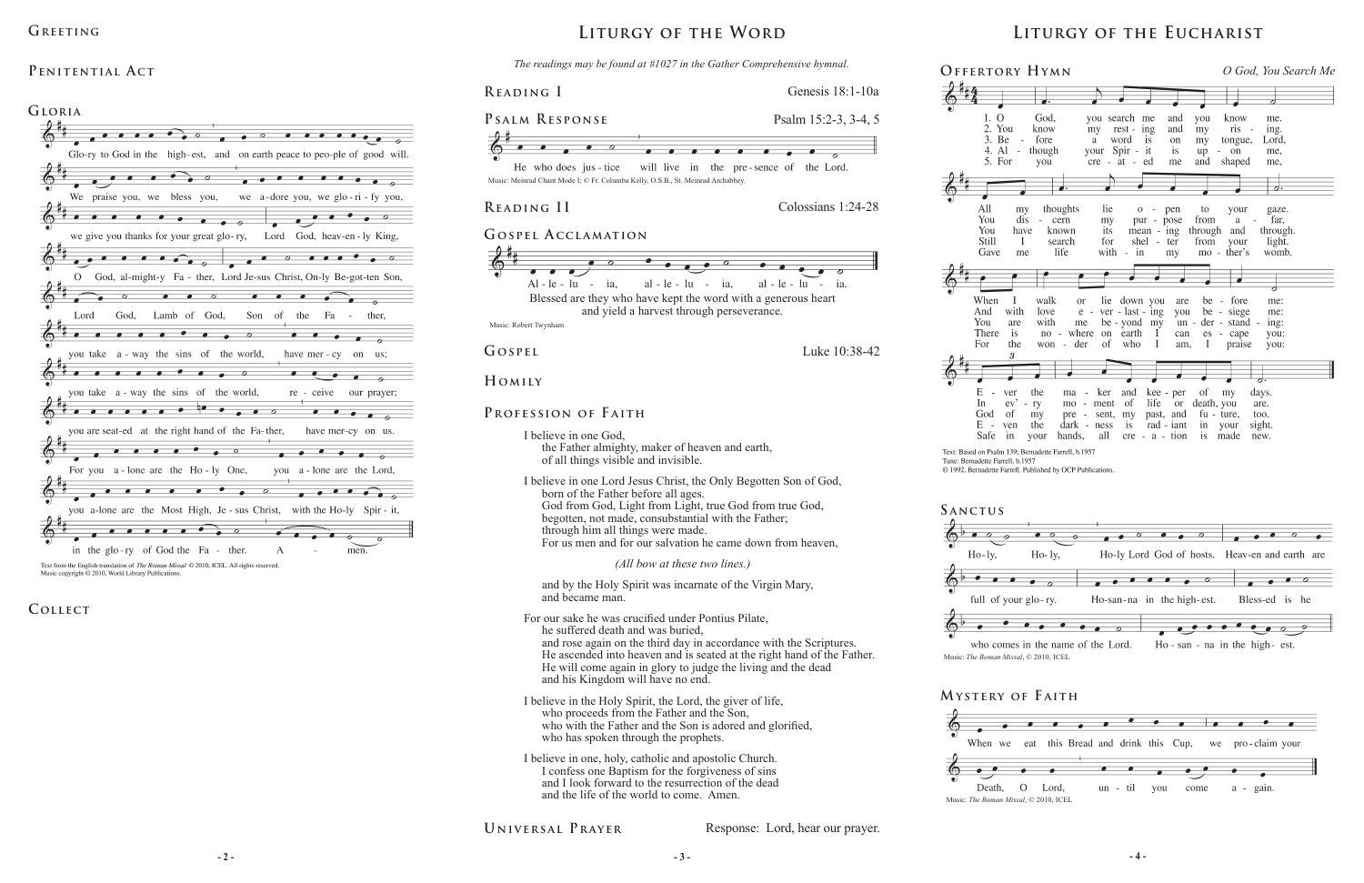## Greeting

## Penitential Act

## Gloria

Glo-ry to God in the high-est, and on earth peace to peo-ple of good will.

We praise you, we bless you, we a-dore you, we glo-ri-fy you,

we give you thanks for your great glo-ry, Lord God, heav-en-ly King,

O God, al-might-y Fa-ther, Lord Je-sus Christ, On-ly Be-got-ten Son,

Lord God, Lamb of God, Son of the Fa-ther,

you take a-way the sins of the world, have mer-cy on us;

you take a-way the sins of the world, re-ceive our prayer;

you are seat-ed at the right hand of the Fa-ther, have mer-cy on us.

For you a-lone are the Ho-ly One, you a-lone are the Lord,

you a-lone are the Most High, Je-sus Christ, with the Ho-ly Spir-it,

in the glo-ry of God the Fa-ther. A-men.

Text from the English translation of *The Roman Missal* © 2010, ICEL. All rights reserved.
Music copyright © 2010, World Library Publications.

## Collect

# Liturgy of the Word

*The readings may be found at #1027 in the Gather Comprehensive hymnal.*

## Reading I

Genesis 18:1-10a

## Psalm Response

Psalm 15:2-3, 3-4, 5

He who does jus-tice will live in the pre-sence of the Lord.

Music: Meinrad Chant Mode I; © Fr. Columba Kelly, O.S.B., St. Meinrad Archabbey.

## Reading II

Colossians 1:24-28

## Gospel Acclamation

Al-le-lu-ia, al-le-lu-ia, al-le-lu-ia.

Blessed are they who have kept the word with a generous heart
and yield a harvest through perseverance.

Music: Robert Twynham

## Gospel

Luke 10:38-42

## Homily

## Profession of Faith

I believe in one God,
the Father almighty, maker of heaven and earth,
of all things visible and invisible.

I believe in one Lord Jesus Christ, the Only Begotten Son of God,
born of the Father before all ages.
God from God, Light from Light, true God from true God,
begotten, not made, consubstantial with the Father;
through him all things were made.
For us men and for our salvation he came down from heaven,

*(All bow at these two lines.)*

and by the Holy Spirit was incarnate of the Virgin Mary,
and became man.

For our sake he was crucified under Pontius Pilate,
he suffered death and was buried,
and rose again on the third day in accordance with the Scriptures.
He ascended into heaven and is seated at the right hand of the Father.
He will come again in glory to judge the living and the dead
and his Kingdom will have no end.

I believe in the Holy Spirit, the Lord, the giver of life,
who proceeds from the Father and the Son,
who with the Father and the Son is adored and glorified,
who has spoken through the prophets.

I believe in one, holy, catholic and apostolic Church.
I confess one Baptism for the forgiveness of sins
and I look forward to the resurrection of the dead
and the life of the world to come. Amen.

## Universal Prayer

Response: Lord, hear our prayer.

# Liturgy of the Eucharist

## Offertory Hymn

*O God, You Search Me*

1. O God, you search me and you know me. All my thoughts lie open to your gaze. When I walk or lie down you are before me: Ever the maker and keeper of my days.
2. You know my resting and my rising. You discern my purpose from afar. And with love everlasting you besiege me: In ev'ry moment of life or death, you are.
3. Before a word is on my tongue, Lord, You have known its meaning through and through. You are with me beyond my understanding: God of my present, my past, and future, too.
4. Although your Spirit is upon me, Still I search for shelter from your light. There is nowhere on earth I can escape you: Even the darkness is radiant in your sight.
5. For you created me and shaped me, Gave me life within my mother's womb. For the wonder of who I am, I praise you: Safe in your hands, all creation is made new.

Text: Based on Psalm 139; Bernadette Farrell, b.1957
Tune: Bernadette Farrell, b.1957
© 1992, Bernadette Farrell. Published by OCP Publications.

## Sanctus

Ho-ly, Ho-ly, Ho-ly Lord God of hosts. Heav-en and earth are full of your glo-ry. Ho-san-na in the high-est. Bless-ed is he who comes in the name of the Lord. Ho-san-na in the high-est.

Music: *The Roman Missal*, © 2010, ICEL

## Mystery of Faith

When we eat this Bread and drink this Cup, we pro-claim your Death, O Lord, un-til you come a-gain.

Music: *The Roman Missal*, © 2010, ICEL